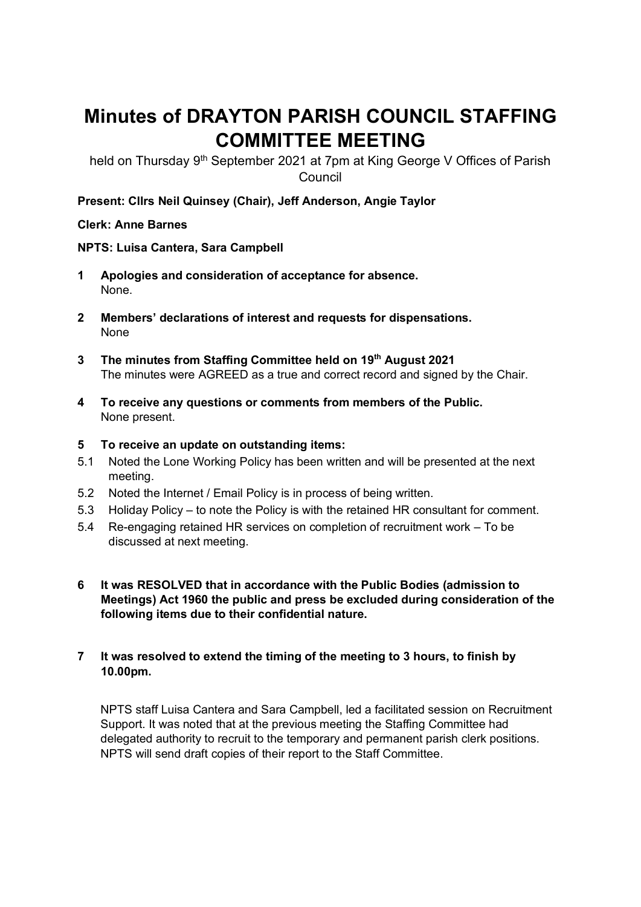# Minutes of DRAYTON PARISH COUNCIL STAFFING COMMITTEE MEETING

held on Thursday 9th September 2021 at 7pm at King George V Offices of Parish Council

**Present: Cllrs Neil Quinsey (Chair), Jeff Anderson, Angie Taylor**

**Clerk: Anne Barnes**

**NPTS: Luisa Cantera, Sara Campbell**

**1 Apologies and consideration of acceptance for absence.**
None.

**2 Members' declarations of interest and requests for dispensations.**
None

**3 The minutes from Staffing Committee held on 19th August 2021**
The minutes were AGREED as a true and correct record and signed by the Chair.

**4 To receive any questions or comments from members of the Public.**
None present.

**5 To receive an update on outstanding items:**

5.1 Noted the Lone Working Policy has been written and will be presented at the next meeting.

5.2 Noted the Internet / Email Policy is in process of being written.

5.3 Holiday Policy – to note the Policy is with the retained HR consultant for comment.

5.4 Re-engaging retained HR services on completion of recruitment work – To be discussed at next meeting.

**6 It was RESOLVED that in accordance with the Public Bodies (admission to Meetings) Act 1960 the public and press be excluded during consideration of the following items due to their confidential nature.**

**7 It was resolved to extend the timing of the meeting to 3 hours, to finish by 10.00pm.**

NPTS staff Luisa Cantera and Sara Campbell, led a facilitated session on Recruitment Support. It was noted that at the previous meeting the Staffing Committee had delegated authority to recruit to the temporary and permanent parish clerk positions. NPTS will send draft copies of their report to the Staff Committee.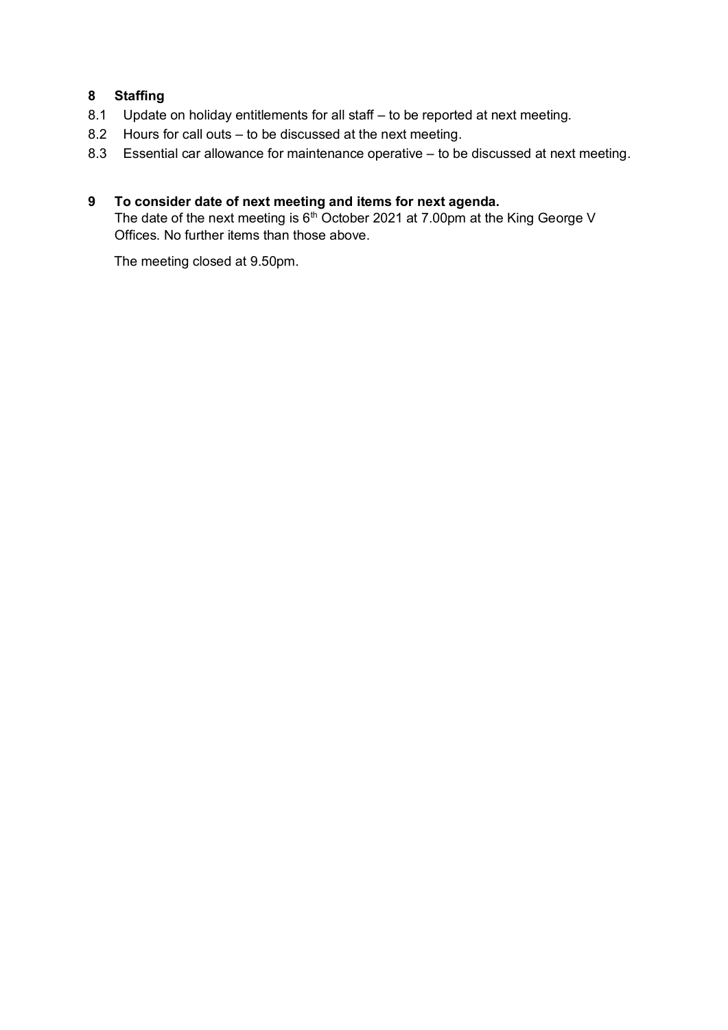## 8 Staffing

8.1 Update on holiday entitlements for all staff – to be reported at next meeting.

8.2 Hours for call outs – to be discussed at the next meeting.

8.3 Essential car allowance for maintenance operative – to be discussed at next meeting.

## 9 To consider date of next meeting and items for next agenda.

The date of the next meeting is 6th October 2021 at 7.00pm at the King George V Offices. No further items than those above.

The meeting closed at 9.50pm.